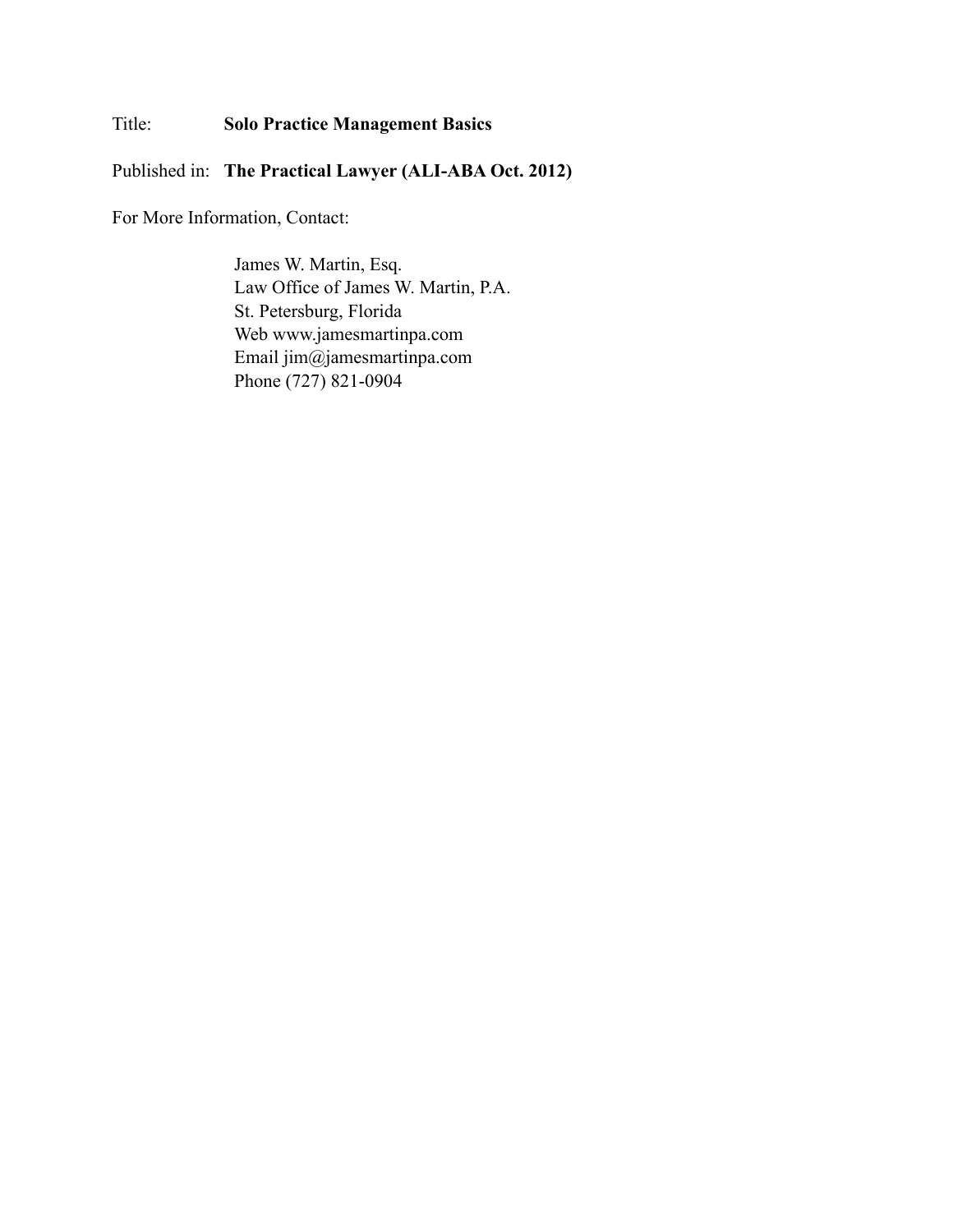Title: **Solo Practice Management Basics**

Published in: **The Practical Lawyer (ALI-ABA Oct. 2012)**

For More Information, Contact:

James W. Martin, Esq.
Law Office of James W. Martin, P.A.
St. Petersburg, Florida
Web www.jamesmartinpa.com
Email jim@jamesmartinpa.com
Phone (727) 821-0904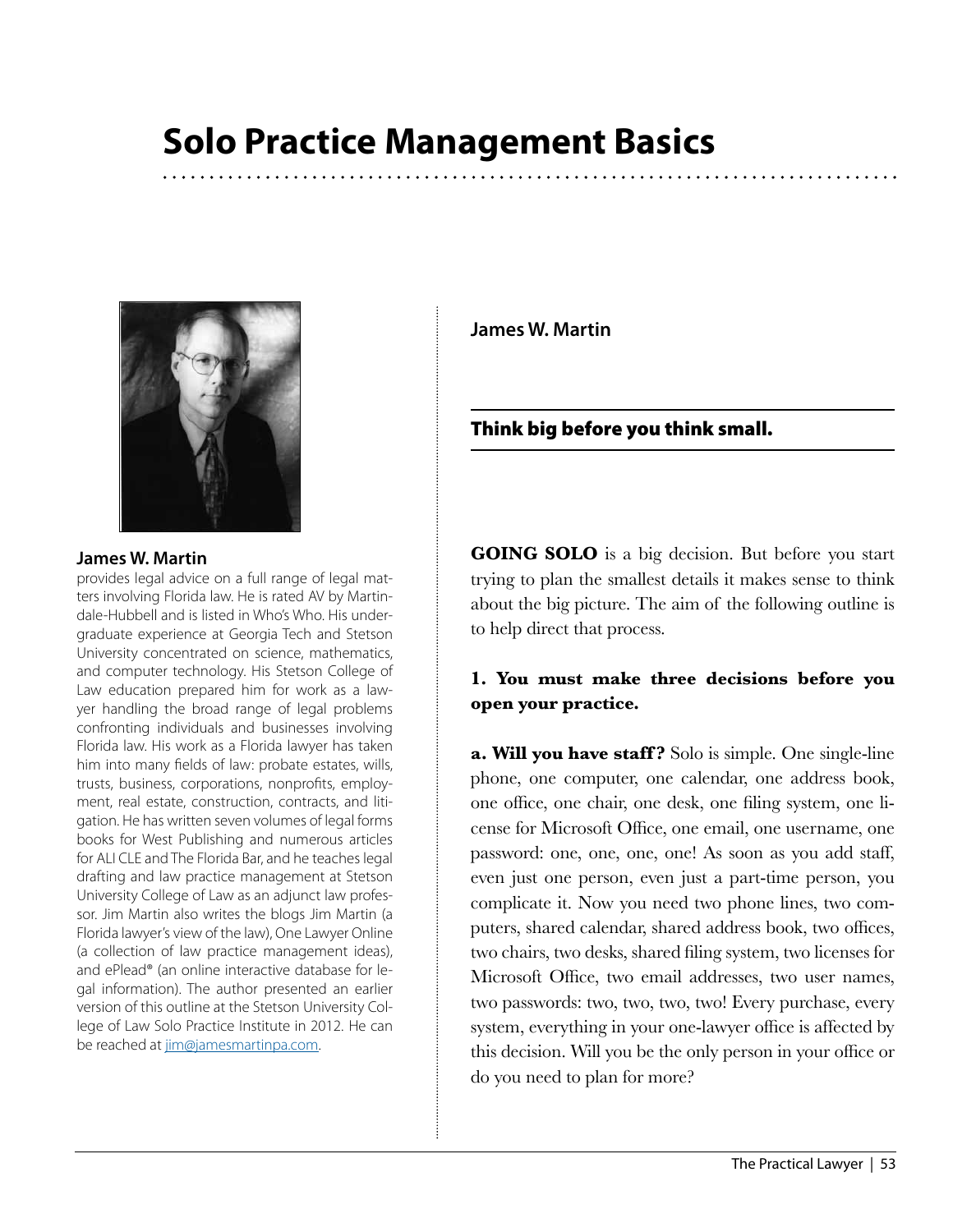# Solo Practice Management Basics

**James W. Martin**

provides legal advice on a full range of legal matters involving Florida law. He is rated AV by Martindale-Hubbell and is listed in Who's Who. His undergraduate experience at Georgia Tech and Stetson University concentrated on science, mathematics, and computer technology. His Stetson College of Law education prepared him for work as a lawyer handling the broad range of legal problems confronting individuals and businesses involving Florida law. His work as a Florida lawyer has taken him into many fields of law: probate estates, wills, trusts, business, corporations, nonprofits, employment, real estate, construction, contracts, and litigation. He has written seven volumes of legal forms books for West Publishing and numerous articles for ALI CLE and The Florida Bar, and he teaches legal drafting and law practice management at Stetson University College of Law as an adjunct law professor. Jim Martin also writes the blogs Jim Martin (a Florida lawyer's view of the law), One Lawyer Online (a collection of law practice management ideas), and ePlead® (an online interactive database for legal information). The author presented an earlier version of this outline at the Stetson University College of Law Solo Practice Institute in 2012. He can be reached at jim@jamesmartinpa.com.

**James W. Martin**

## Think big before you think small.

**GOING SOLO** is a big decision. But before you start trying to plan the smallest details it makes sense to think about the big picture. The aim of the following outline is to help direct that process.

### 1. You must make three decisions before you open your practice.

**a. Will you have staff?** Solo is simple. One single-line phone, one computer, one calendar, one address book, one office, one chair, one desk, one filing system, one license for Microsoft Office, one email, one username, one password: one, one, one, one! As soon as you add staff, even just one person, even just a part-time person, you complicate it. Now you need two phone lines, two computers, shared calendar, shared address book, two offices, two chairs, two desks, shared filing system, two licenses for Microsoft Office, two email addresses, two user names, two passwords: two, two, two, two! Every purchase, every system, everything in your one-lawyer office is affected by this decision. Will you be the only person in your office or do you need to plan for more?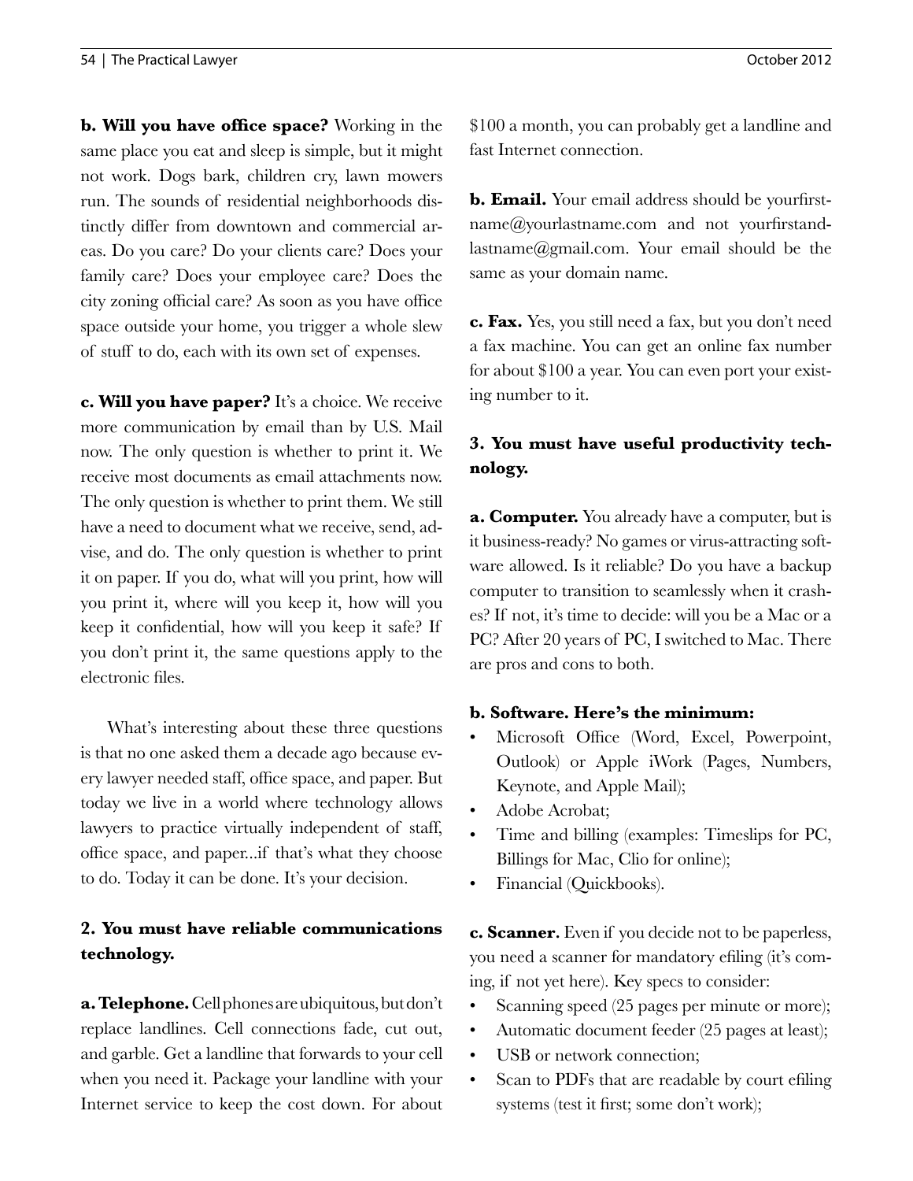**b. Will you have office space?** Working in the same place you eat and sleep is simple, but it might not work. Dogs bark, children cry, lawn mowers run. The sounds of residential neighborhoods distinctly differ from downtown and commercial areas. Do you care? Do your clients care? Does your family care? Does your employee care? Does the city zoning official care? As soon as you have office space outside your home, you trigger a whole slew of stuff to do, each with its own set of expenses.

**c. Will you have paper?** It's a choice. We receive more communication by email than by U.S. Mail now. The only question is whether to print it. We receive most documents as email attachments now. The only question is whether to print them. We still have a need to document what we receive, send, advise, and do. The only question is whether to print it on paper. If you do, what will you print, how will you print it, where will you keep it, how will you keep it confidential, how will you keep it safe? If you don't print it, the same questions apply to the electronic files.

What's interesting about these three questions is that no one asked them a decade ago because every lawyer needed staff, office space, and paper. But today we live in a world where technology allows lawyers to practice virtually independent of staff, office space, and paper...if that's what they choose to do. Today it can be done. It's your decision.

### 2. You must have reliable communications technology.

**a. Telephone.** Cell phones are ubiquitous, but don't replace landlines. Cell connections fade, cut out, and garble. Get a landline that forwards to your cell when you need it. Package your landline with your Internet service to keep the cost down. For about $100 a month, you can probably get a landline and fast Internet connection.

**b. Email.** Your email address should be yourfirstname@yourlastname.com and not yourfirstandlastname@gmail.com. Your email should be the same as your domain name.

**c. Fax.** Yes, you still need a fax, but you don't need a fax machine. You can get an online fax number for about $100 a year. You can even port your existing number to it.

### 3. You must have useful productivity technology.

**a. Computer.** You already have a computer, but is it business-ready? No games or virus-attracting software allowed. Is it reliable? Do you have a backup computer to transition to seamlessly when it crashes? If not, it's time to decide: will you be a Mac or a PC? After 20 years of PC, I switched to Mac. There are pros and cons to both.

**b. Software. Here's the minimum:**

- Microsoft Office (Word, Excel, Powerpoint, Outlook) or Apple iWork (Pages, Numbers, Keynote, and Apple Mail);
- Adobe Acrobat;
- Time and billing (examples: Timeslips for PC, Billings for Mac, Clio for online);
- Financial (Quickbooks).

**c. Scanner.** Even if you decide not to be paperless, you need a scanner for mandatory efiling (it's coming, if not yet here). Key specs to consider:

- Scanning speed (25 pages per minute or more);
- Automatic document feeder (25 pages at least);
- USB or network connection;
- Scan to PDFs that are readable by court efiling systems (test it first; some don't work);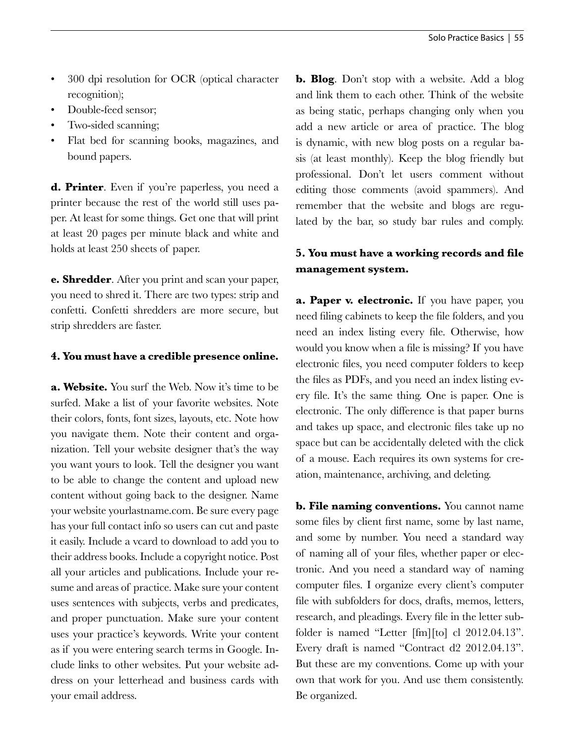- 300 dpi resolution for OCR (optical character recognition);
- Double-feed sensor;
- Two-sided scanning;
- Flat bed for scanning books, magazines, and bound papers.

**d. Printer**. Even if you're paperless, you need a printer because the rest of the world still uses paper. At least for some things. Get one that will print at least 20 pages per minute black and white and holds at least 250 sheets of paper.

**e. Shredder**. After you print and scan your paper, you need to shred it. There are two types: strip and confetti. Confetti shredders are more secure, but strip shredders are faster.

**4. You must have a credible presence online.**

**a. Website.** You surf the Web. Now it's time to be surfed. Make a list of your favorite websites. Note their colors, fonts, font sizes, layouts, etc. Note how you navigate them. Note their content and organization. Tell your website designer that's the way you want yours to look. Tell the designer you want to be able to change the content and upload new content without going back to the designer. Name your website yourlastname.com. Be sure every page has your full contact info so users can cut and paste it easily. Include a vcard to download to add you to their address books. Include a copyright notice. Post all your articles and publications. Include your resume and areas of practice. Make sure your content uses sentences with subjects, verbs and predicates, and proper punctuation. Make sure your content uses your practice's keywords. Write your content as if you were entering search terms in Google. Include links to other websites. Put your website address on your letterhead and business cards with your email address.

**b. Blog**. Don't stop with a website. Add a blog and link them to each other. Think of the website as being static, perhaps changing only when you add a new article or area of practice. The blog is dynamic, with new blog posts on a regular basis (at least monthly). Keep the blog friendly but professional. Don't let users comment without editing those comments (avoid spammers). And remember that the website and blogs are regulated by the bar, so study bar rules and comply.

**5. You must have a working records and file management system.**

**a. Paper v. electronic.** If you have paper, you need filing cabinets to keep the file folders, and you need an index listing every file. Otherwise, how would you know when a file is missing? If you have electronic files, you need computer folders to keep the files as PDFs, and you need an index listing every file. It's the same thing. One is paper. One is electronic. The only difference is that paper burns and takes up space, and electronic files take up no space but can be accidentally deleted with the click of a mouse. Each requires its own systems for creation, maintenance, archiving, and deleting.

**b. File naming conventions.** You cannot name some files by client first name, some by last name, and some by number. You need a standard way of naming all of your files, whether paper or electronic. And you need a standard way of naming computer files. I organize every client's computer file with subfolders for docs, drafts, memos, letters, research, and pleadings. Every file in the letter subfolder is named "Letter [fm][to] cl 2012.04.13". Every draft is named "Contract d2 2012.04.13". But these are my conventions. Come up with your own that work for you. And use them consistently. Be organized.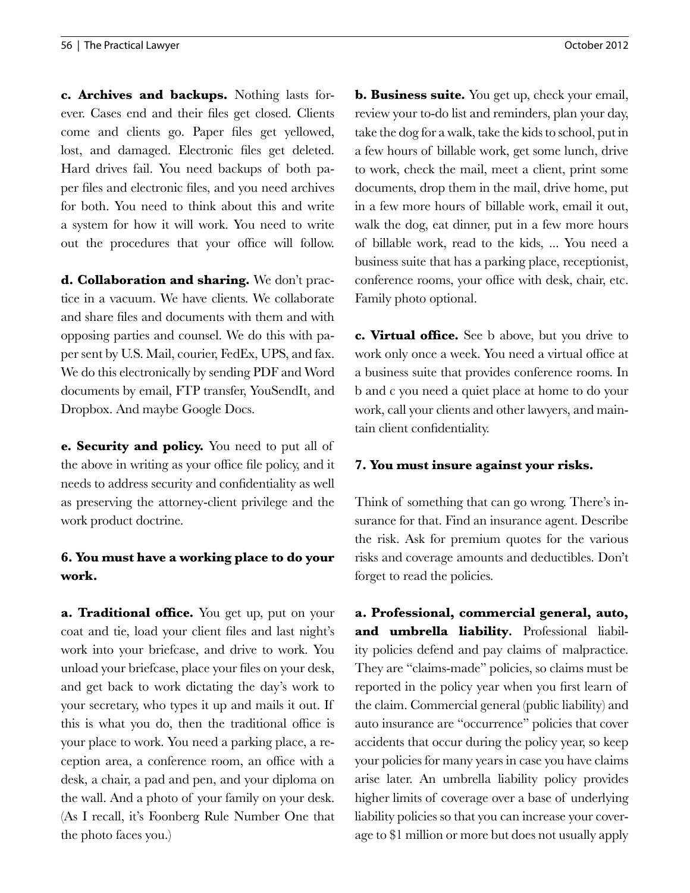**c. Archives and backups.** Nothing lasts forever. Cases end and their files get closed. Clients come and clients go. Paper files get yellowed, lost, and damaged. Electronic files get deleted. Hard drives fail. You need backups of both paper files and electronic files, and you need archives for both. You need to think about this and write a system for how it will work. You need to write out the procedures that your office will follow.

**d. Collaboration and sharing.** We don't practice in a vacuum. We have clients. We collaborate and share files and documents with them and with opposing parties and counsel. We do this with paper sent by U.S. Mail, courier, FedEx, UPS, and fax. We do this electronically by sending PDF and Word documents by email, FTP transfer, YouSendIt, and Dropbox. And maybe Google Docs.

**e. Security and policy.** You need to put all of the above in writing as your office file policy, and it needs to address security and confidentiality as well as preserving the attorney-client privilege and the work product doctrine.

### 6. You must have a working place to do your work.

**a. Traditional office.** You get up, put on your coat and tie, load your client files and last night's work into your briefcase, and drive to work. You unload your briefcase, place your files on your desk, and get back to work dictating the day's work to your secretary, who types it up and mails it out. If this is what you do, then the traditional office is your place to work. You need a parking place, a reception area, a conference room, an office with a desk, a chair, a pad and pen, and your diploma on the wall. And a photo of your family on your desk. (As I recall, it's Foonberg Rule Number One that the photo faces you.)

**b. Business suite.** You get up, check your email, review your to-do list and reminders, plan your day, take the dog for a walk, take the kids to school, put in a few hours of billable work, get some lunch, drive to work, check the mail, meet a client, print some documents, drop them in the mail, drive home, put in a few more hours of billable work, email it out, walk the dog, eat dinner, put in a few more hours of billable work, read to the kids, ... You need a business suite that has a parking place, receptionist, conference rooms, your office with desk, chair, etc. Family photo optional.

**c. Virtual office.** See b above, but you drive to work only once a week. You need a virtual office at a business suite that provides conference rooms. In b and c you need a quiet place at home to do your work, call your clients and other lawyers, and maintain client confidentiality.

### 7. You must insure against your risks.

Think of something that can go wrong. There's insurance for that. Find an insurance agent. Describe the risk. Ask for premium quotes for the various risks and coverage amounts and deductibles. Don't forget to read the policies.

**a. Professional, commercial general, auto, and umbrella liability.** Professional liability policies defend and pay claims of malpractice. They are "claims-made" policies, so claims must be reported in the policy year when you first learn of the claim. Commercial general (public liability) and auto insurance are "occurrence" policies that cover accidents that occur during the policy year, so keep your policies for many years in case you have claims arise later. An umbrella liability policy provides higher limits of coverage over a base of underlying liability policies so that you can increase your coverage to $1 million or more but does not usually apply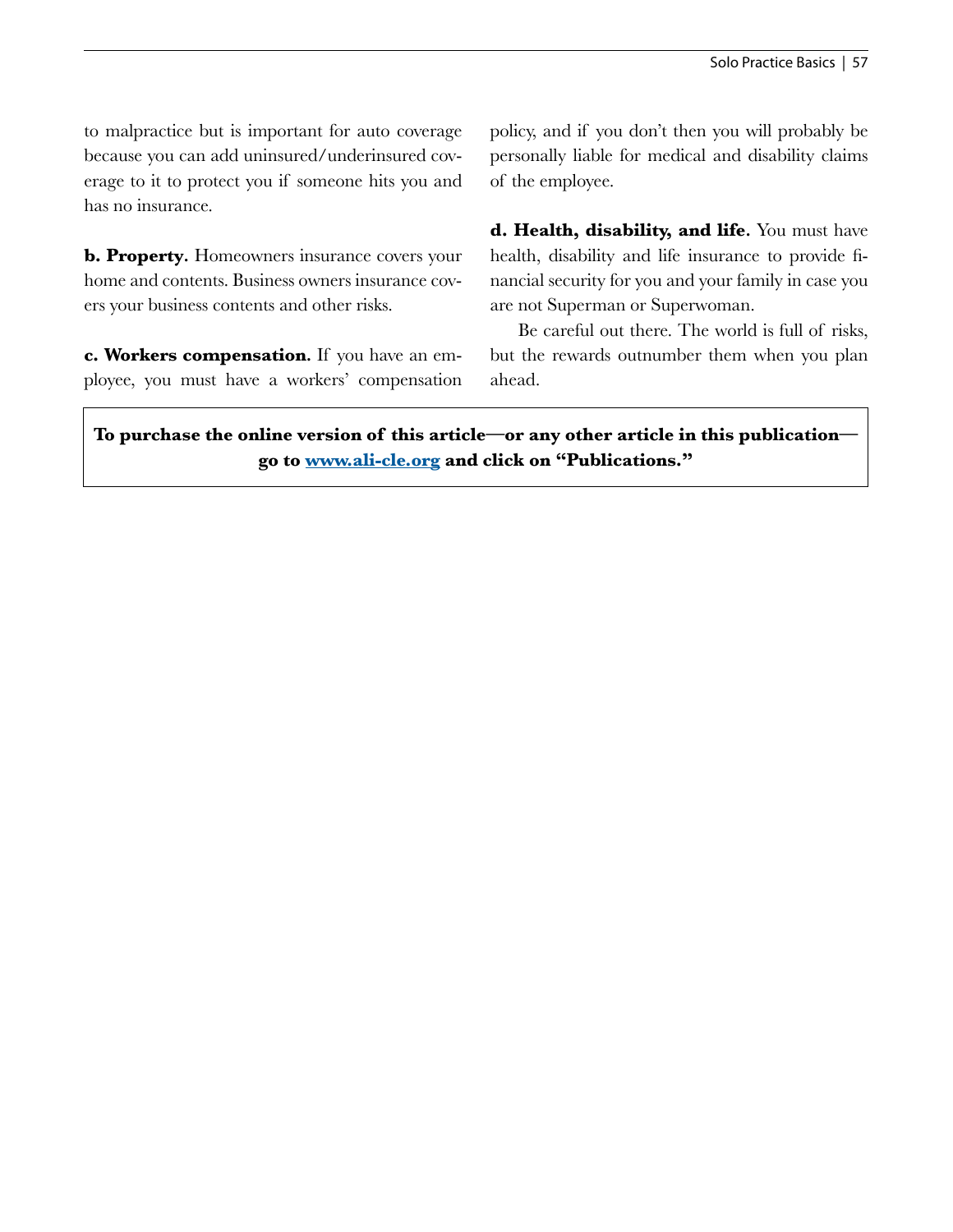to malpractice but is important for auto coverage because you can add uninsured/underinsured coverage to it to protect you if someone hits you and has no insurance.

**b. Property.** Homeowners insurance covers your home and contents. Business owners insurance covers your business contents and other risks.

**c. Workers compensation.** If you have an employee, you must have a workers' compensation policy, and if you don't then you will probably be personally liable for medical and disability claims of the employee.

**d. Health, disability, and life.** You must have health, disability and life insurance to provide financial security for you and your family in case you are not Superman or Superwoman.

Be careful out there. The world is full of risks, but the rewards outnumber them when you plan ahead.

**To purchase the online version of this article—or any other article in this publication—go to [www.ali-cle.org](http://www.ali-cle.org) and click on "Publications."**